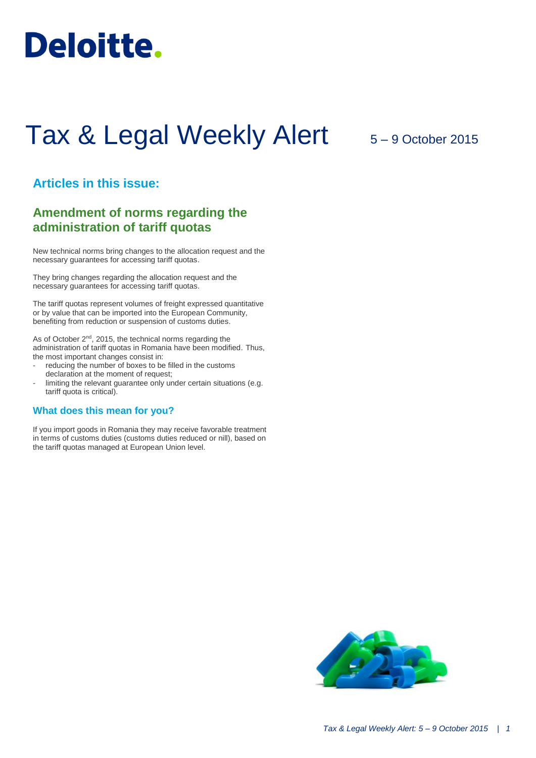# Tax & Legal Weekly Alert

5 – 9 October 2015

## Articles in this issue:

## Amendment of norms regarding the administration of tariff quotas

New technical norms bring changes to the allocation request and the necessary guarantees for accessing tariff quotas.

They bring changes regarding the allocation request and the necessary guarantees for accessing tariff quotas.

The tariff quotas represent volumes of freight expressed quantitative or by value that can be imported into the European Community, benefiting from reduction or suspension of customs duties.

As of October 2nd, 2015, the technical norms regarding the administration of tariff quotas in Romania have been modified. Thus, the most important changes consist in:

- reducing the number of boxes to be filled in the customs declaration at the moment of request;
- limiting the relevant guarantee only under certain situations (e.g. tariff quota is critical).

### What does this mean for you?

If you import goods in Romania they may receive favorable treatment in terms of customs duties (customs duties reduced or nill), based on the tariff quotas managed at European Union level.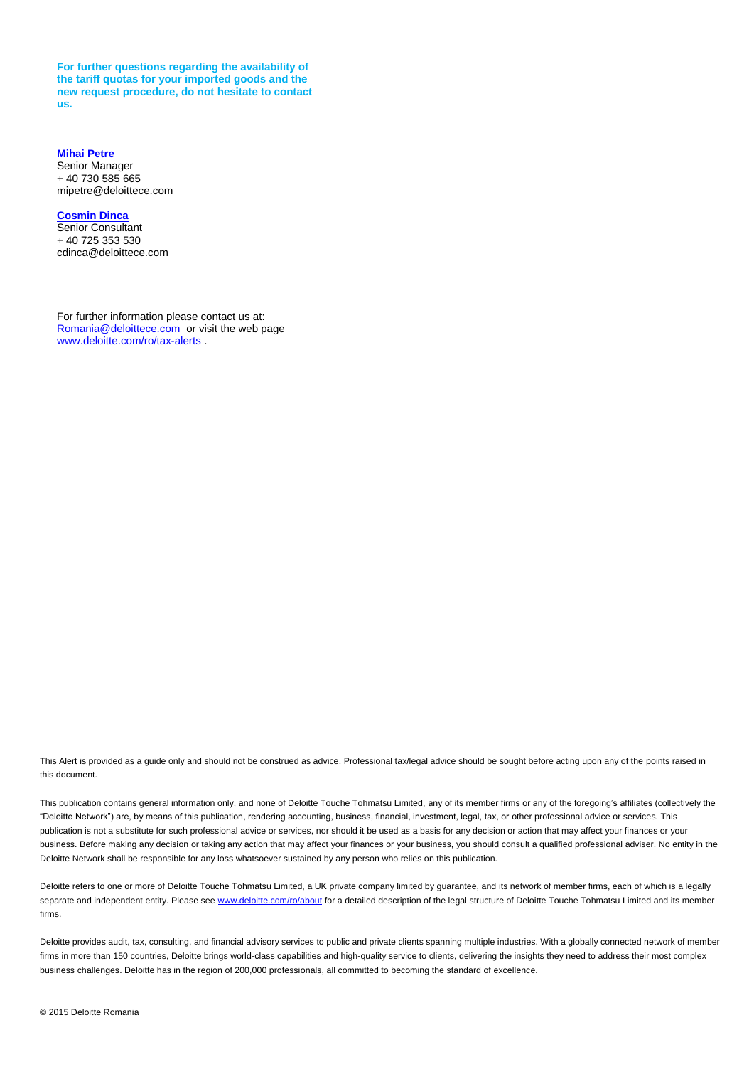**For further questions regarding the availability of the tariff quotas for your imported goods and the new request procedure, do not hesitate to contact us.**

**Mihai Petre**
Senior Manager
+ 40 730 585 665
mipetre@deloittece.com

**Cosmin Dinca**
Senior Consultant
+ 40 725 353 530
cdinca@deloittece.com

For further information please contact us at:
Romania@deloittece.com or visit the web page
www.deloitte.com/ro/tax-alerts .

This Alert is provided as a guide only and should not be construed as advice. Professional tax/legal advice should be sought before acting upon any of the points raised in this document.

This publication contains general information only, and none of Deloitte Touche Tohmatsu Limited, any of its member firms or any of the foregoing's affiliates (collectively the "Deloitte Network") are, by means of this publication, rendering accounting, business, financial, investment, legal, tax, or other professional advice or services. This publication is not a substitute for such professional advice or services, nor should it be used as a basis for any decision or action that may affect your finances or your business. Before making any decision or taking any action that may affect your finances or your business, you should consult a qualified professional adviser. No entity in the Deloitte Network shall be responsible for any loss whatsoever sustained by any person who relies on this publication.

Deloitte refers to one or more of Deloitte Touche Tohmatsu Limited, a UK private company limited by guarantee, and its network of member firms, each of which is a legally separate and independent entity. Please see www.deloitte.com/ro/about for a detailed description of the legal structure of Deloitte Touche Tohmatsu Limited and its member firms.

Deloitte provides audit, tax, consulting, and financial advisory services to public and private clients spanning multiple industries. With a globally connected network of member firms in more than 150 countries, Deloitte brings world-class capabilities and high-quality service to clients, delivering the insights they need to address their most complex business challenges. Deloitte has in the region of 200,000 professionals, all committed to becoming the standard of excellence.

© 2015 Deloitte Romania